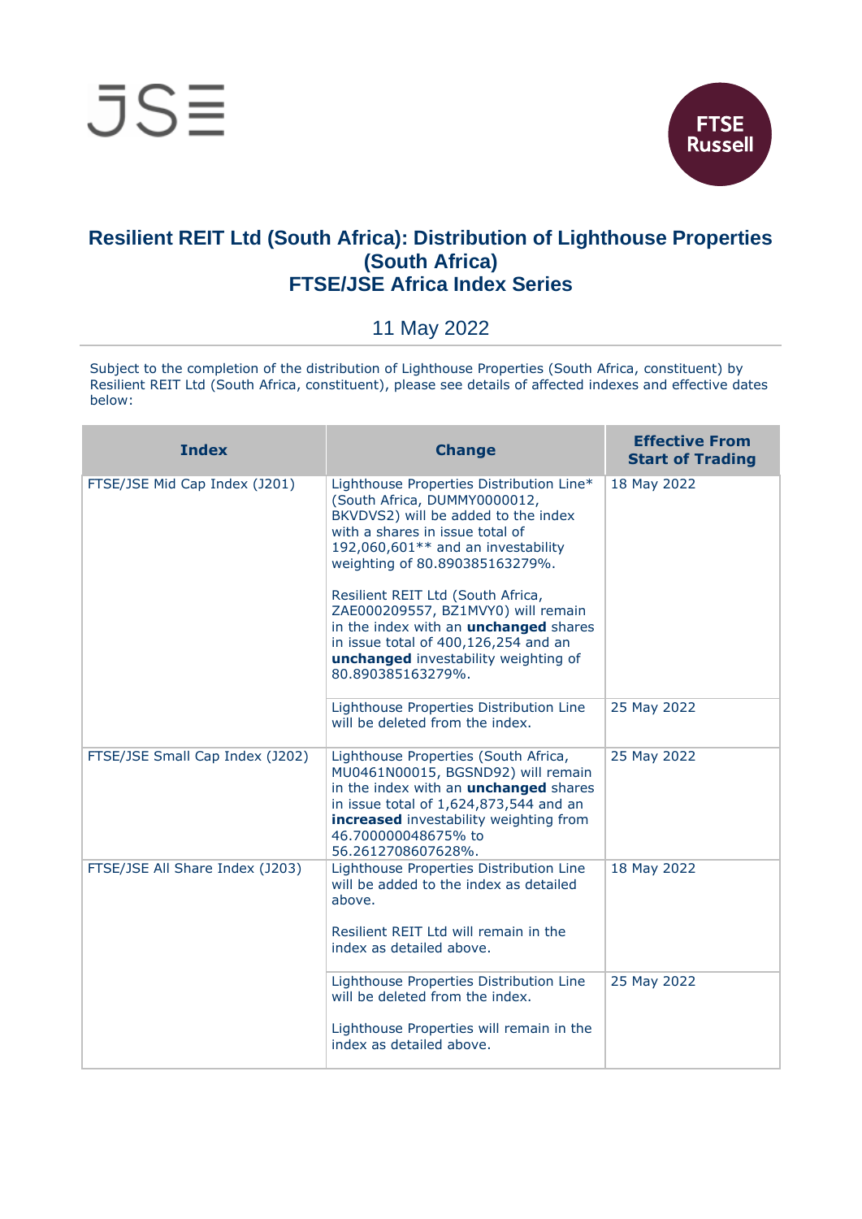# Resilient REIT Ltd (South Africa): Distribution of Lighthouse Properties (South Africa)
# FTSE/JSE Africa Index Series

11 May 2022

Subject to the completion of the distribution of Lighthouse Properties (South Africa, constituent) by Resilient REIT Ltd (South Africa, constituent), please see details of affected indexes and effective dates below:

| Index | Change | Effective From Start of Trading |
|---|---|---|
| FTSE/JSE Mid Cap Index (J201) | Lighthouse Properties Distribution Line* (South Africa, DUMMY0000012, BKVDVS2) will be added to the index with a shares in issue total of 192,060,601** and an investability weighting of 80.890385163279%.<br><br>Resilient REIT Ltd (South Africa, ZAE000209557, BZ1MVY0) will remain in the index with an **unchanged** shares in issue total of 400,126,254 and an **unchanged** investability weighting of 80.890385163279%. | 18 May 2022 |
| | Lighthouse Properties Distribution Line will be deleted from the index. | 25 May 2022 |
| FTSE/JSE Small Cap Index (J202) | Lighthouse Properties (South Africa, MU0461N00015, BGSND92) will remain in the index with an **unchanged** shares in issue total of 1,624,873,544 and an **increased** investability weighting from 46.700000048675% to 56.2612708607628%. | 25 May 2022 |
| FTSE/JSE All Share Index (J203) | Lighthouse Properties Distribution Line will be added to the index as detailed above.<br><br>Resilient REIT Ltd will remain in the index as detailed above. | 18 May 2022 |
| | Lighthouse Properties Distribution Line will be deleted from the index.<br><br>Lighthouse Properties will remain in the index as detailed above. | 25 May 2022 |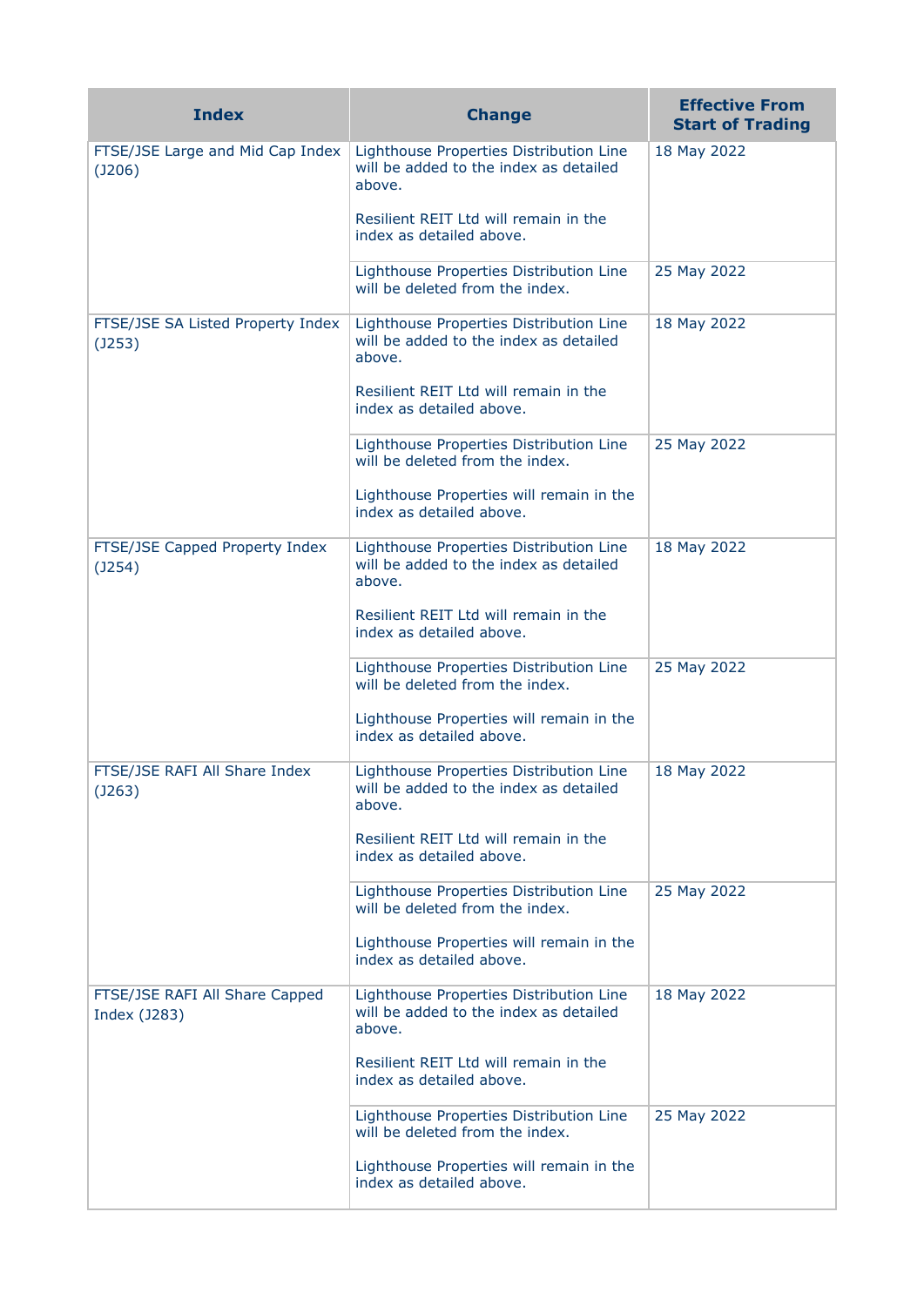| Index | Change | Effective From Start of Trading |
|---|---|---|
| FTSE/JSE Large and Mid Cap Index (J206) | Lighthouse Properties Distribution Line will be added to the index as detailed above.<br><br>Resilient REIT Ltd will remain in the index as detailed above. | 18 May 2022 |
| | Lighthouse Properties Distribution Line will be deleted from the index. | 25 May 2022 |
| FTSE/JSE SA Listed Property Index (J253) | Lighthouse Properties Distribution Line will be added to the index as detailed above.<br><br>Resilient REIT Ltd will remain in the index as detailed above. | 18 May 2022 |
| | Lighthouse Properties Distribution Line will be deleted from the index.<br><br>Lighthouse Properties will remain in the index as detailed above. | 25 May 2022 |
| FTSE/JSE Capped Property Index (J254) | Lighthouse Properties Distribution Line will be added to the index as detailed above.<br><br>Resilient REIT Ltd will remain in the index as detailed above. | 18 May 2022 |
| | Lighthouse Properties Distribution Line will be deleted from the index.<br><br>Lighthouse Properties will remain in the index as detailed above. | 25 May 2022 |
| FTSE/JSE RAFI All Share Index (J263) | Lighthouse Properties Distribution Line will be added to the index as detailed above.<br><br>Resilient REIT Ltd will remain in the index as detailed above. | 18 May 2022 |
| | Lighthouse Properties Distribution Line will be deleted from the index.<br><br>Lighthouse Properties will remain in the index as detailed above. | 25 May 2022 |
| FTSE/JSE RAFI All Share Capped Index (J283) | Lighthouse Properties Distribution Line will be added to the index as detailed above.<br><br>Resilient REIT Ltd will remain in the index as detailed above. | 18 May 2022 |
| | Lighthouse Properties Distribution Line will be deleted from the index.<br><br>Lighthouse Properties will remain in the index as detailed above. | 25 May 2022 |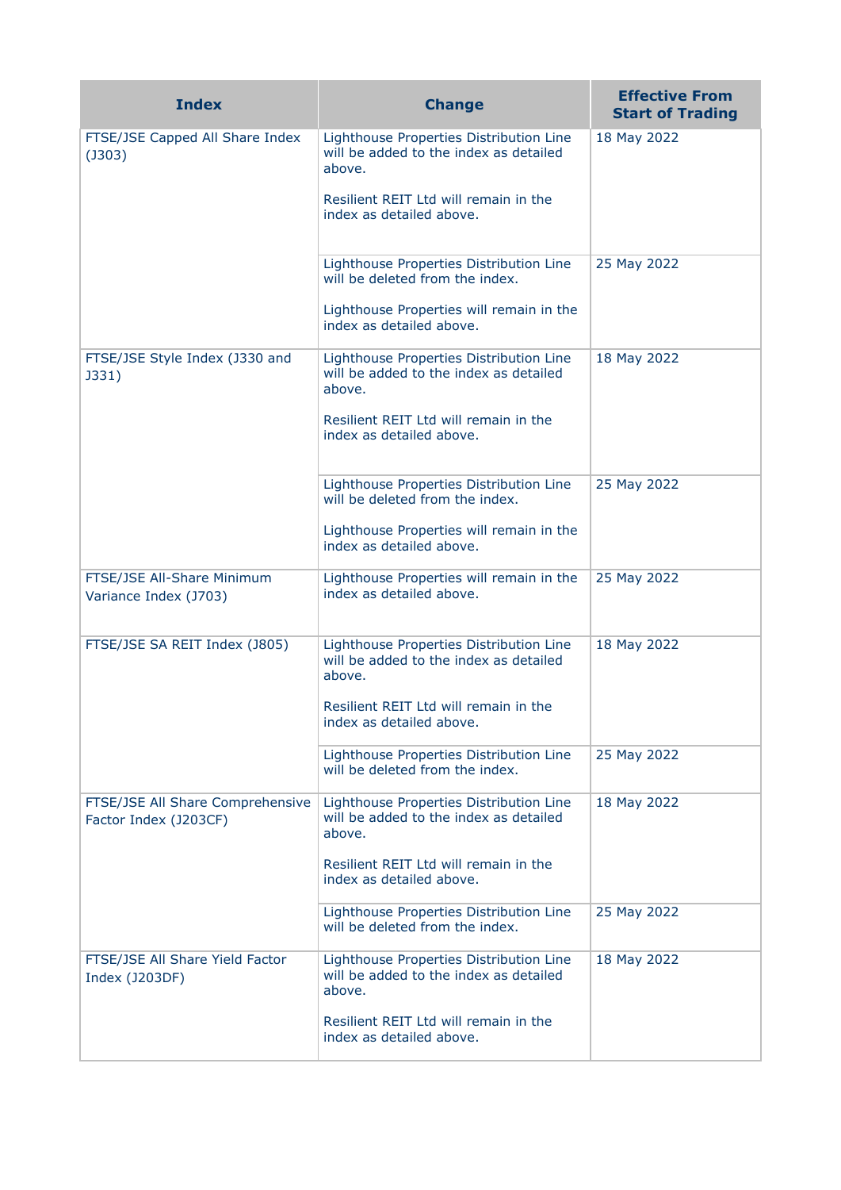| Index | Change | Effective From Start of Trading |
| --- | --- | --- |
| FTSE/JSE Capped All Share Index (J303) | Lighthouse Properties Distribution Line will be added to the index as detailed above.<br><br>Resilient REIT Ltd will remain in the index as detailed above. | 18 May 2022 |
| | Lighthouse Properties Distribution Line will be deleted from the index.<br><br>Lighthouse Properties will remain in the index as detailed above. | 25 May 2022 |
| FTSE/JSE Style Index (J330 and J331) | Lighthouse Properties Distribution Line will be added to the index as detailed above.<br><br>Resilient REIT Ltd will remain in the index as detailed above. | 18 May 2022 |
| | Lighthouse Properties Distribution Line will be deleted from the index.<br><br>Lighthouse Properties will remain in the index as detailed above. | 25 May 2022 |
| FTSE/JSE All-Share Minimum Variance Index (J703) | Lighthouse Properties will remain in the index as detailed above. | 25 May 2022 |
| FTSE/JSE SA REIT Index (J805) | Lighthouse Properties Distribution Line will be added to the index as detailed above.<br><br>Resilient REIT Ltd will remain in the index as detailed above. | 18 May 2022 |
| | Lighthouse Properties Distribution Line will be deleted from the index. | 25 May 2022 |
| FTSE/JSE All Share Comprehensive Factor Index (J203CF) | Lighthouse Properties Distribution Line will be added to the index as detailed above.<br><br>Resilient REIT Ltd will remain in the index as detailed above. | 18 May 2022 |
| | Lighthouse Properties Distribution Line will be deleted from the index. | 25 May 2022 |
| FTSE/JSE All Share Yield Factor Index (J203DF) | Lighthouse Properties Distribution Line will be added to the index as detailed above.<br><br>Resilient REIT Ltd will remain in the index as detailed above. | 18 May 2022 |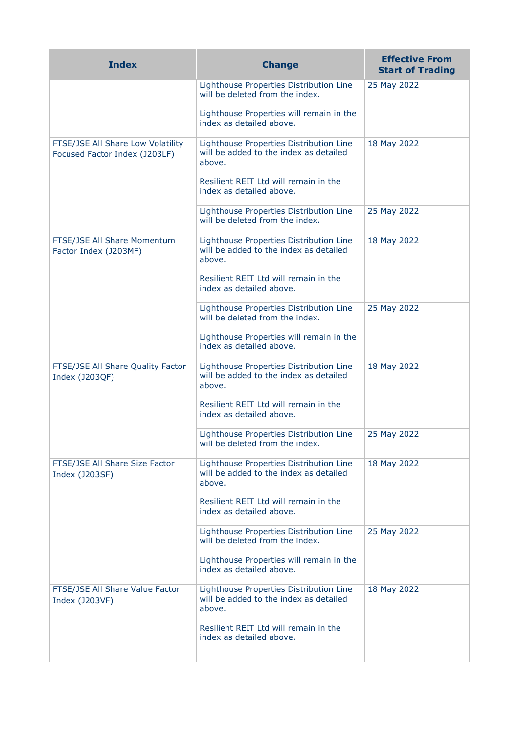| Index | Change | Effective From Start of Trading |
|---|---|---|
| | Lighthouse Properties Distribution Line will be deleted from the index.<br><br>Lighthouse Properties will remain in the index as detailed above. | 25 May 2022 |
| FTSE/JSE All Share Low Volatility Focused Factor Index (J203LF) | Lighthouse Properties Distribution Line will be added to the index as detailed above.<br><br>Resilient REIT Ltd will remain in the index as detailed above. | 18 May 2022 |
| | Lighthouse Properties Distribution Line will be deleted from the index. | 25 May 2022 |
| FTSE/JSE All Share Momentum Factor Index (J203MF) | Lighthouse Properties Distribution Line will be added to the index as detailed above.<br><br>Resilient REIT Ltd will remain in the index as detailed above. | 18 May 2022 |
| | Lighthouse Properties Distribution Line will be deleted from the index.<br><br>Lighthouse Properties will remain in the index as detailed above. | 25 May 2022 |
| FTSE/JSE All Share Quality Factor Index (J203QF) | Lighthouse Properties Distribution Line will be added to the index as detailed above.<br><br>Resilient REIT Ltd will remain in the index as detailed above. | 18 May 2022 |
| | Lighthouse Properties Distribution Line will be deleted from the index. | 25 May 2022 |
| FTSE/JSE All Share Size Factor Index (J203SF) | Lighthouse Properties Distribution Line will be added to the index as detailed above.<br><br>Resilient REIT Ltd will remain in the index as detailed above. | 18 May 2022 |
| | Lighthouse Properties Distribution Line will be deleted from the index.<br><br>Lighthouse Properties will remain in the index as detailed above. | 25 May 2022 |
| FTSE/JSE All Share Value Factor Index (J203VF) | Lighthouse Properties Distribution Line will be added to the index as detailed above.<br><br>Resilient REIT Ltd will remain in the index as detailed above. | 18 May 2022 |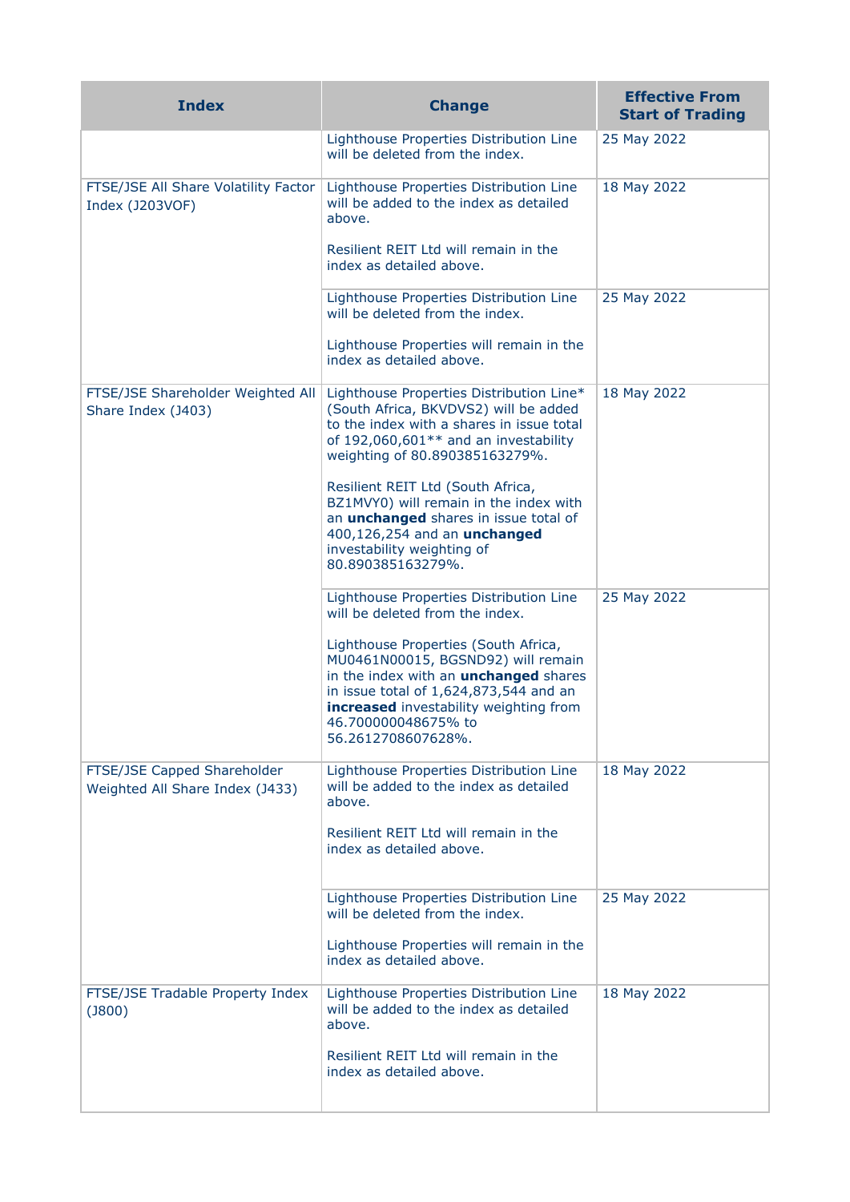| Index | Change | Effective From Start of Trading |
|---|---|---|
| | Lighthouse Properties Distribution Line will be deleted from the index. | 25 May 2022 |
| FTSE/JSE All Share Volatility Factor Index (J203VOF) | Lighthouse Properties Distribution Line will be added to the index as detailed above.<br><br>Resilient REIT Ltd will remain in the index as detailed above. | 18 May 2022 |
| | Lighthouse Properties Distribution Line will be deleted from the index.<br><br>Lighthouse Properties will remain in the index as detailed above. | 25 May 2022 |
| FTSE/JSE Shareholder Weighted All Share Index (J403) | Lighthouse Properties Distribution Line* (South Africa, BKVDVS2) will be added to the index with a shares in issue total of 192,060,601** and an investability weighting of 80.890385163279%.<br><br>Resilient REIT Ltd (South Africa, BZ1MVY0) will remain in the index with an **unchanged** shares in issue total of 400,126,254 and an **unchanged** investability weighting of 80.890385163279%. | 18 May 2022 |
| | Lighthouse Properties Distribution Line will be deleted from the index.<br><br>Lighthouse Properties (South Africa, MU0461N00015, BGSND92) will remain in the index with an **unchanged** shares in issue total of 1,624,873,544 and an **increased** investability weighting from 46.700000048675% to 56.2612708607628%. | 25 May 2022 |
| FTSE/JSE Capped Shareholder Weighted All Share Index (J433) | Lighthouse Properties Distribution Line will be added to the index as detailed above.<br><br>Resilient REIT Ltd will remain in the index as detailed above. | 18 May 2022 |
| | Lighthouse Properties Distribution Line will be deleted from the index.<br><br>Lighthouse Properties will remain in the index as detailed above. | 25 May 2022 |
| FTSE/JSE Tradable Property Index (J800) | Lighthouse Properties Distribution Line will be added to the index as detailed above.<br><br>Resilient REIT Ltd will remain in the index as detailed above. | 18 May 2022 |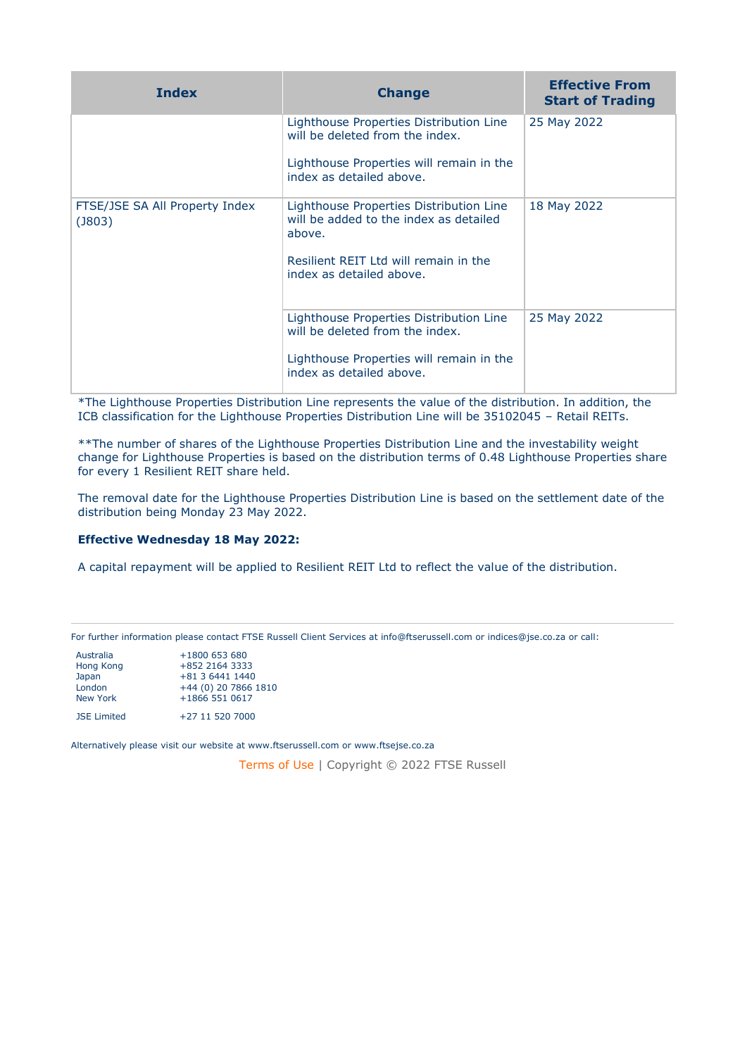| Index | Change | Effective From Start of Trading |
|---|---|---|
| | Lighthouse Properties Distribution Line will be deleted from the index.<br><br>Lighthouse Properties will remain in the index as detailed above. | 25 May 2022 |
| FTSE/JSE SA All Property Index (J803) | Lighthouse Properties Distribution Line will be added to the index as detailed above.<br><br>Resilient REIT Ltd will remain in the index as detailed above. | 18 May 2022 |
| | Lighthouse Properties Distribution Line will be deleted from the index.<br><br>Lighthouse Properties will remain in the index as detailed above. | 25 May 2022 |

*The Lighthouse Properties Distribution Line represents the value of the distribution. In addition, the ICB classification for the Lighthouse Properties Distribution Line will be 35102045 – Retail REITs.

**The number of shares of the Lighthouse Properties Distribution Line and the investability weight change for Lighthouse Properties is based on the distribution terms of 0.48 Lighthouse Properties share for every 1 Resilient REIT share held.

The removal date for the Lighthouse Properties Distribution Line is based on the settlement date of the distribution being Monday 23 May 2022.

**Effective Wednesday 18 May 2022:**

A capital repayment will be applied to Resilient REIT Ltd to reflect the value of the distribution.

For further information please contact FTSE Russell Client Services at info@ftserussell.com or indices@jse.co.za or call:

| | |
|---|---|
| Australia | +1800 653 680 |
| Hong Kong | +852 2164 3333 |
| Japan | +81 3 6441 1440 |
| London | +44 (0) 20 7866 1810 |
| New York | +1866 551 0617 |
| JSE Limited | +27 11 520 7000 |

Alternatively please visit our website at www.ftserussell.com or www.ftsejse.co.za

Terms of Use | Copyright © 2022 FTSE Russell